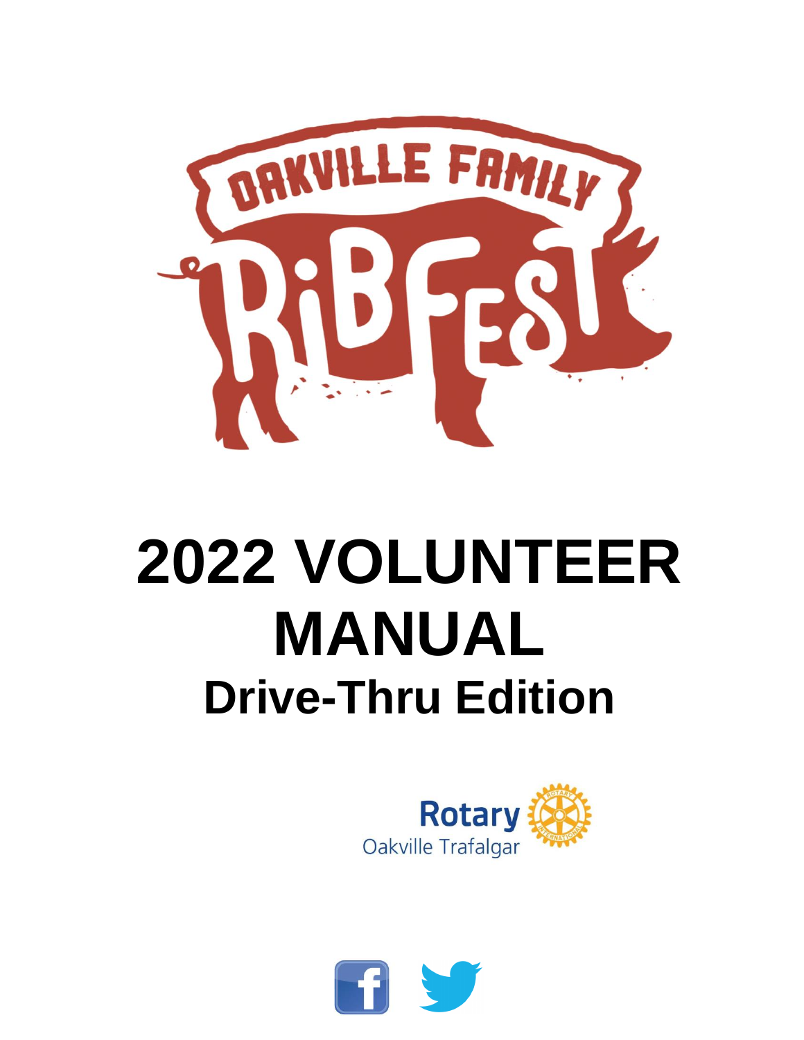OAKVILLE FAMILY RIBFEST

# 2022 VOLUNTEER MANUAL

## Drive-Thru Edition

Rotary Oakville Trafalgar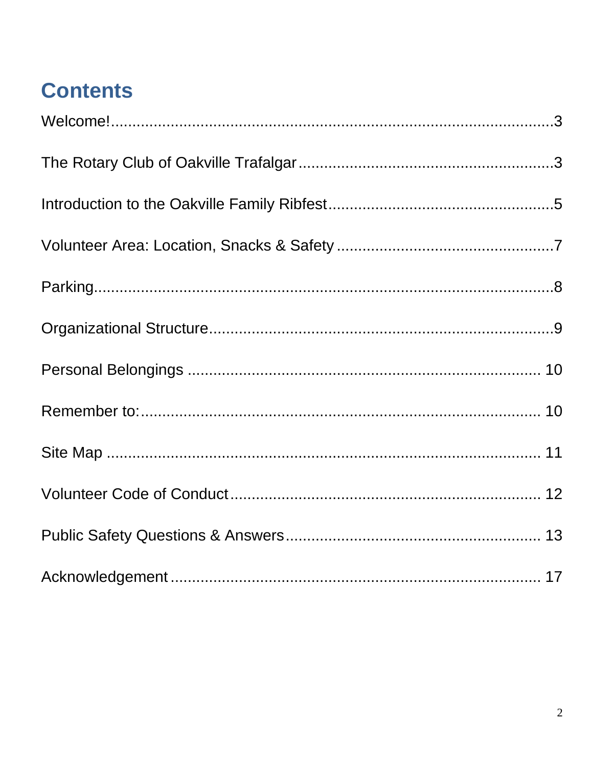# Contents

Welcome!....................................................................................................3

The Rotary Club of Oakville Trafalgar ............................................................3

Introduction to the Oakville Family Ribfest.....................................................5

Volunteer Area: Location, Snacks & Safety ....................................................7

Parking.........................................................................................................8

Organizational Structure................................................................................9

Personal Belongings .................................................................................... 10

Remember to:.............................................................................................. 10

Site Map ..................................................................................................... 11

Volunteer Code of Conduct ........................................................................... 12

Public Safety Questions & Answers ............................................................... 13

Acknowledgement ........................................................................................ 17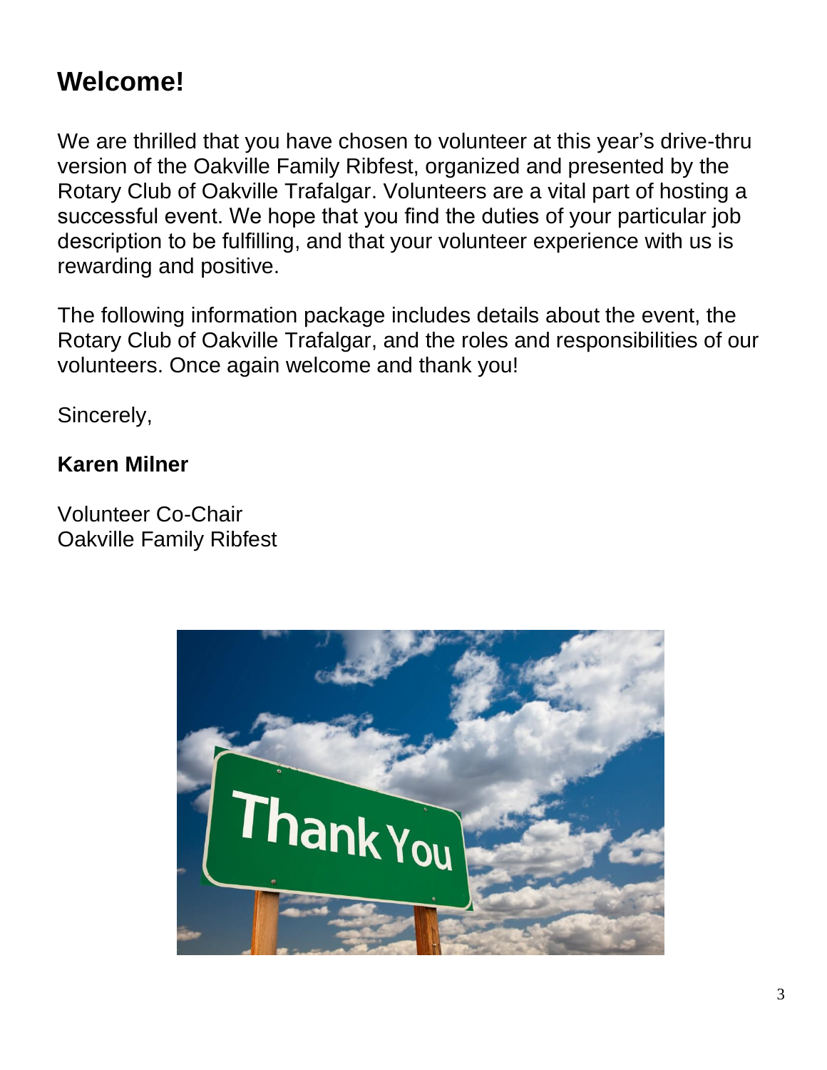# Welcome!

We are thrilled that you have chosen to volunteer at this year's drive-thru version of the Oakville Family Ribfest, organized and presented by the Rotary Club of Oakville Trafalgar. Volunteers are a vital part of hosting a successful event. We hope that you find the duties of your particular job description to be fulfilling, and that your volunteer experience with us is rewarding and positive.

The following information package includes details about the event, the Rotary Club of Oakville Trafalgar, and the roles and responsibilities of our volunteers. Once again welcome and thank you!

Sincerely,

**Karen Milner**

Volunteer Co-Chair
Oakville Family Ribfest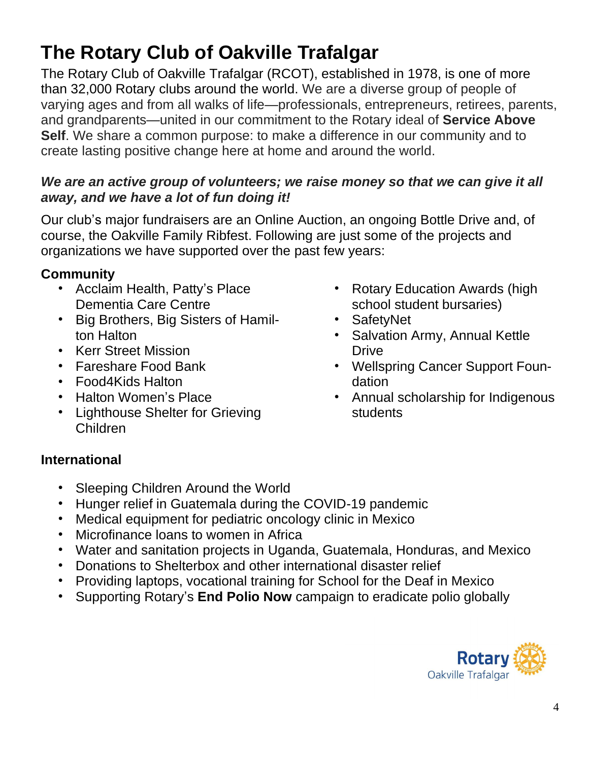# The Rotary Club of Oakville Trafalgar

The Rotary Club of Oakville Trafalgar (RCOT), established in 1978, is one of more than 32,000 Rotary clubs around the world. We are a diverse group of people of varying ages and from all walks of life—professionals, entrepreneurs, retirees, parents, and grandparents—united in our commitment to the Rotary ideal of **Service Above Self**. We share a common purpose: to make a difference in our community and to create lasting positive change here at home and around the world.

***We are an active group of volunteers; we raise money so that we can give it all away, and we have a lot of fun doing it!***

Our club's major fundraisers are an Online Auction, an ongoing Bottle Drive and, of course, the Oakville Family Ribfest. Following are just some of the projects and organizations we have supported over the past few years:

**Community**

- Acclaim Health, Patty's Place Dementia Care Centre
- Big Brothers, Big Sisters of Hamilton Halton
- Kerr Street Mission
- Fareshare Food Bank
- Food4Kids Halton
- Halton Women's Place
- Lighthouse Shelter for Grieving Children
- Rotary Education Awards (high school student bursaries)
- SafetyNet
- Salvation Army, Annual Kettle Drive
- Wellspring Cancer Support Foundation
- Annual scholarship for Indigenous students

**International**

- Sleeping Children Around the World
- Hunger relief in Guatemala during the COVID-19 pandemic
- Medical equipment for pediatric oncology clinic in Mexico
- Microfinance loans to women in Africa
- Water and sanitation projects in Uganda, Guatemala, Honduras, and Mexico
- Donations to Shelterbox and other international disaster relief
- Providing laptops, vocational training for School for the Deaf in Mexico
- Supporting Rotary's **End Polio Now** campaign to eradicate polio globally

Rotary
Oakville Trafalgar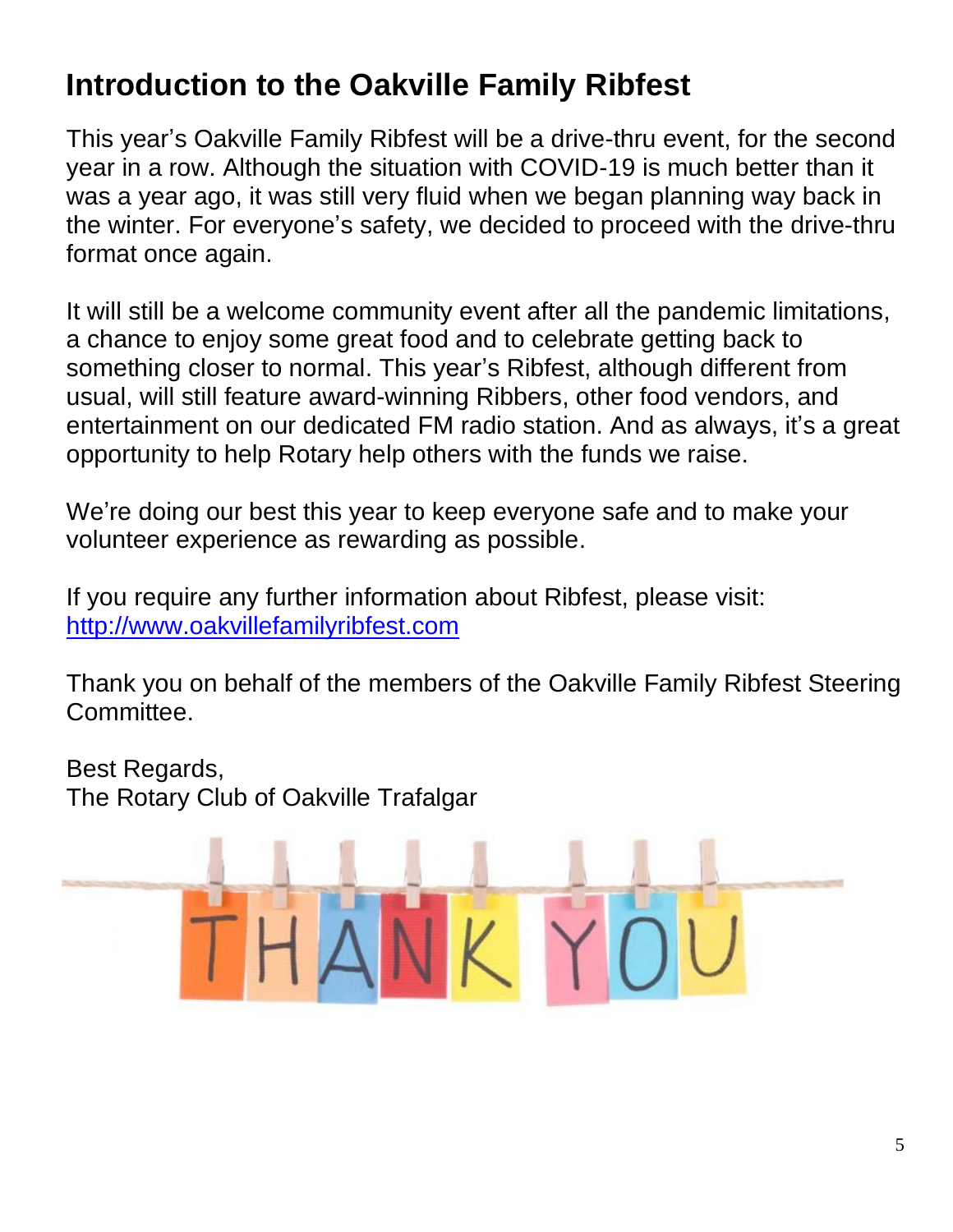# Introduction to the Oakville Family Ribfest

This year's Oakville Family Ribfest will be a drive-thru event, for the second year in a row. Although the situation with COVID-19 is much better than it was a year ago, it was still very fluid when we began planning way back in the winter. For everyone's safety, we decided to proceed with the drive-thru format once again.

It will still be a welcome community event after all the pandemic limitations, a chance to enjoy some great food and to celebrate getting back to something closer to normal. This year's Ribfest, although different from usual, will still feature award-winning Ribbers, other food vendors, and entertainment on our dedicated FM radio station. And as always, it's a great opportunity to help Rotary help others with the funds we raise.

We're doing our best this year to keep everyone safe and to make your volunteer experience as rewarding as possible.

If you require any further information about Ribfest, please visit: [http://www.oakvillefamilyribfest.com](http://www.oakvillefamilyribfest.com)

Thank you on behalf of the members of the Oakville Family Ribfest Steering Committee.

Best Regards,
The Rotary Club of Oakville Trafalgar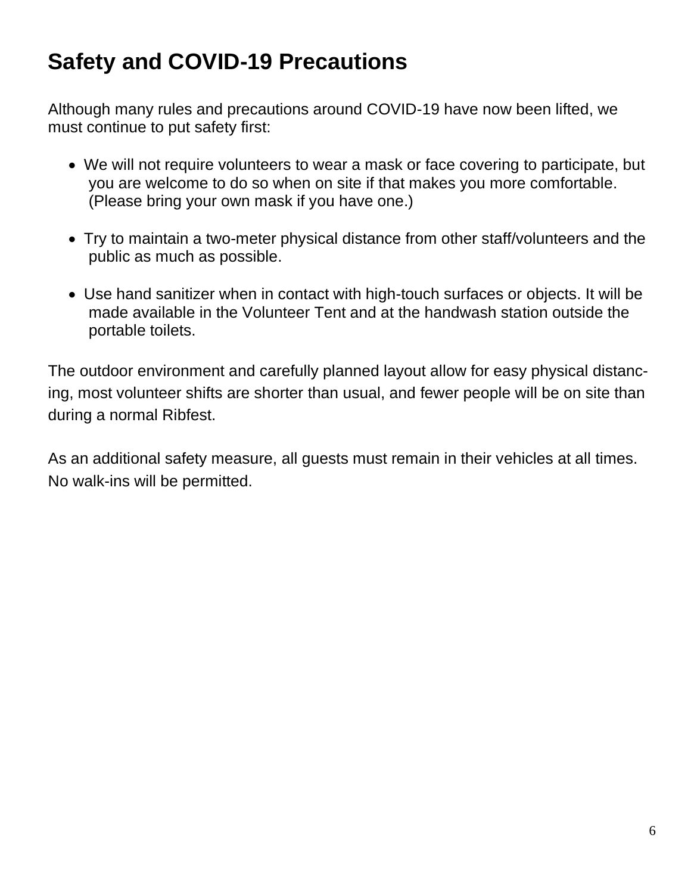# Safety and COVID-19 Precautions

Although many rules and precautions around COVID-19 have now been lifted, we must continue to put safety first:

- We will not require volunteers to wear a mask or face covering to participate, but you are welcome to do so when on site if that makes you more comfortable. (Please bring your own mask if you have one.)

- Try to maintain a two-meter physical distance from other staff/volunteers and the public as much as possible.

- Use hand sanitizer when in contact with high-touch surfaces or objects. It will be made available in the Volunteer Tent and at the handwash station outside the portable toilets.

The outdoor environment and carefully planned layout allow for easy physical distancing, most volunteer shifts are shorter than usual, and fewer people will be on site than during a normal Ribfest.

As an additional safety measure, all guests must remain in their vehicles at all times. No walk-ins will be permitted.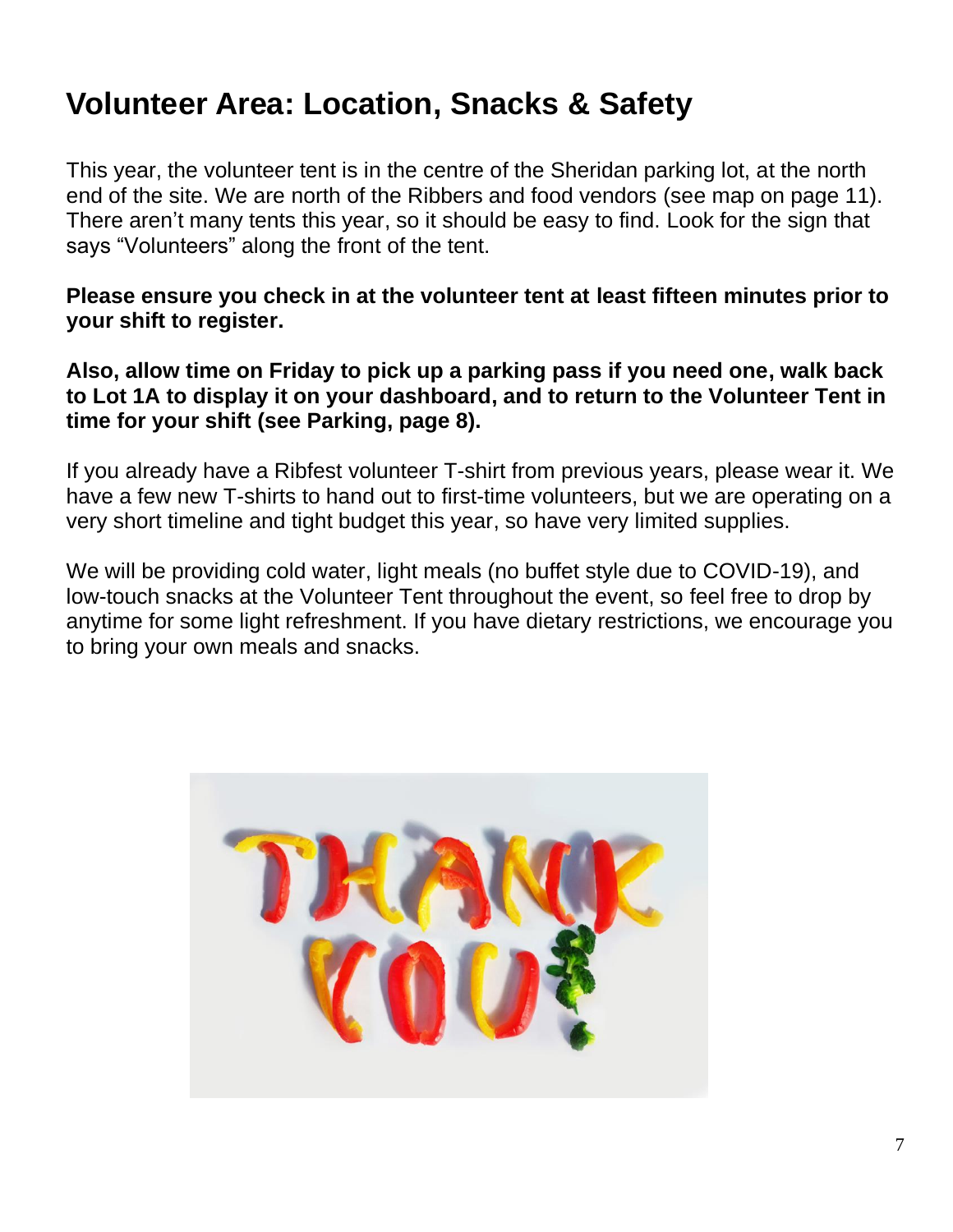# Volunteer Area: Location, Snacks & Safety

This year, the volunteer tent is in the centre of the Sheridan parking lot, at the north end of the site. We are north of the Ribbers and food vendors (see map on page 11). There aren't many tents this year, so it should be easy to find. Look for the sign that says "Volunteers" along the front of the tent.

**Please ensure you check in at the volunteer tent at least fifteen minutes prior to your shift to register.**

**Also, allow time on Friday to pick up a parking pass if you need one, walk back to Lot 1A to display it on your dashboard, and to return to the Volunteer Tent in time for your shift (see Parking, page 8).**

If you already have a Ribfest volunteer T-shirt from previous years, please wear it. We have a few new T-shirts to hand out to first-time volunteers, but we are operating on a very short timeline and tight budget this year, so have very limited supplies.

We will be providing cold water, light meals (no buffet style due to COVID-19), and low-touch snacks at the Volunteer Tent throughout the event, so feel free to drop by anytime for some light refreshment. If you have dietary restrictions, we encourage you to bring your own meals and snacks.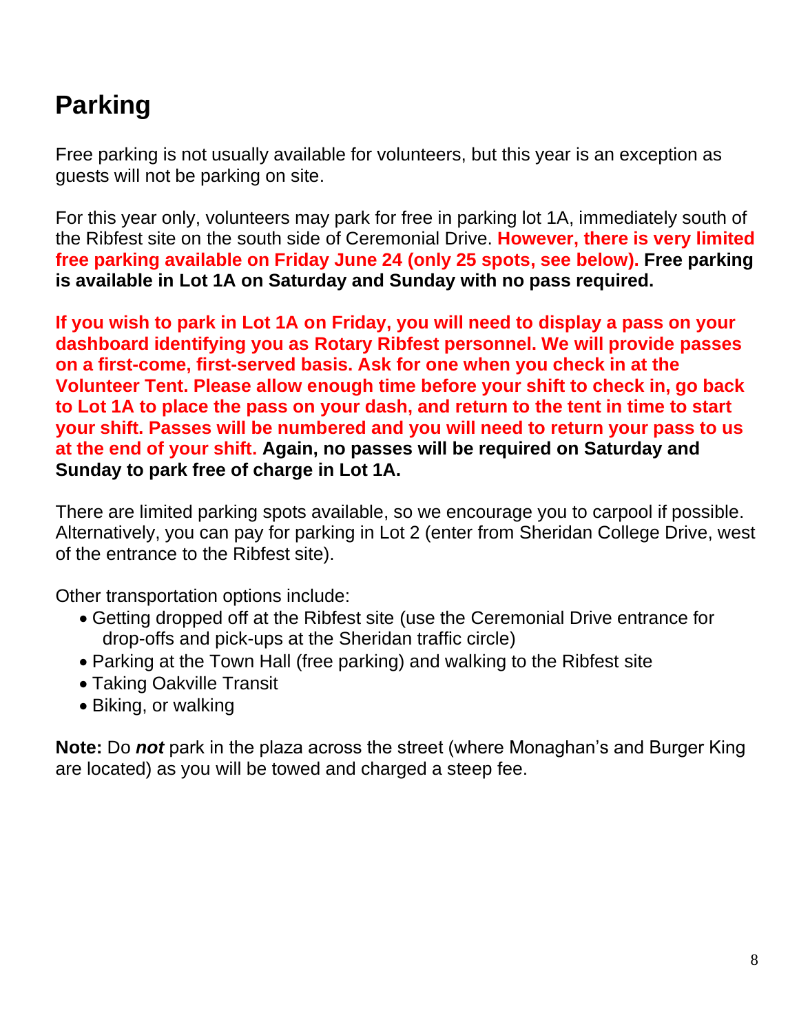# Parking

Free parking is not usually available for volunteers, but this year is an exception as guests will not be parking on site.

For this year only, volunteers may park for free in parking lot 1A, immediately south of the Ribfest site on the south side of Ceremonial Drive. **However, there is very limited free parking available on Friday June 24 (only 25 spots, see below). Free parking is available in Lot 1A on Saturday and Sunday with no pass required.**

**If you wish to park in Lot 1A on Friday, you will need to display a pass on your dashboard identifying you as Rotary Ribfest personnel. We will provide passes on a first-come, first-served basis. Ask for one when you check in at the Volunteer Tent. Please allow enough time before your shift to check in, go back to Lot 1A to place the pass on your dash, and return to the tent in time to start your shift. Passes will be numbered and you will need to return your pass to us at the end of your shift. Again, no passes will be required on Saturday and Sunday to park free of charge in Lot 1A.**

There are limited parking spots available, so we encourage you to carpool if possible. Alternatively, you can pay for parking in Lot 2 (enter from Sheridan College Drive, west of the entrance to the Ribfest site).

Other transportation options include:

- Getting dropped off at the Ribfest site (use the Ceremonial Drive entrance for drop-offs and pick-ups at the Sheridan traffic circle)
- Parking at the Town Hall (free parking) and walking to the Ribfest site
- Taking Oakville Transit
- Biking, or walking

**Note:** Do ***not*** park in the plaza across the street (where Monaghan's and Burger King are located) as you will be towed and charged a steep fee.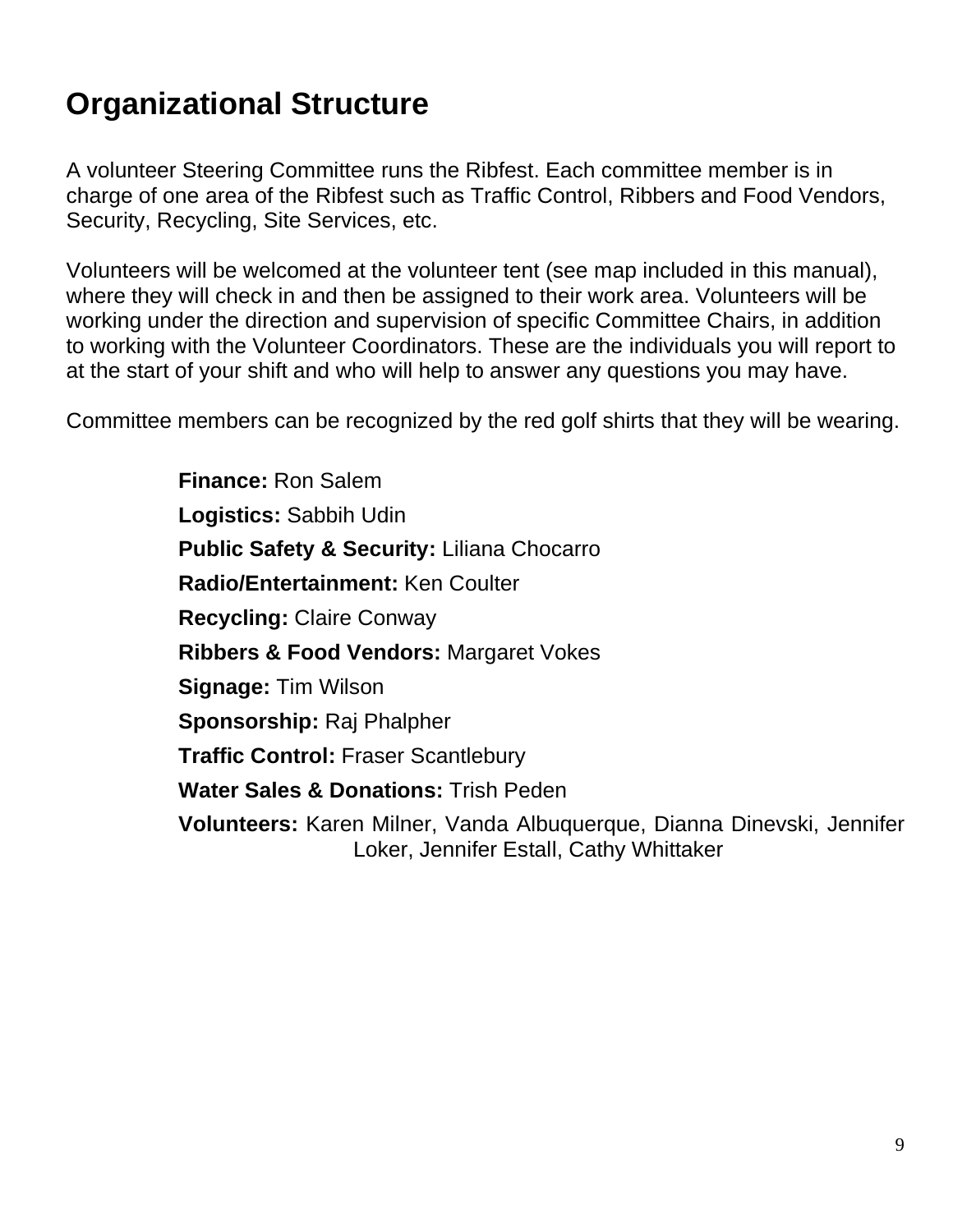# Organizational Structure

A volunteer Steering Committee runs the Ribfest. Each committee member is in charge of one area of the Ribfest such as Traffic Control, Ribbers and Food Vendors, Security, Recycling, Site Services, etc.

Volunteers will be welcomed at the volunteer tent (see map included in this manual), where they will check in and then be assigned to their work area. Volunteers will be working under the direction and supervision of specific Committee Chairs, in addition to working with the Volunteer Coordinators. These are the individuals you will report to at the start of your shift and who will help to answer any questions you may have.

Committee members can be recognized by the red golf shirts that they will be wearing.

**Finance:** Ron Salem

**Logistics:** Sabbih Udin

**Public Safety & Security:** Liliana Chocarro

**Radio/Entertainment:** Ken Coulter

**Recycling:** Claire Conway

**Ribbers & Food Vendors:** Margaret Vokes

**Signage:** Tim Wilson

**Sponsorship:** Raj Phalpher

**Traffic Control:** Fraser Scantlebury

**Water Sales & Donations:** Trish Peden

**Volunteers:** Karen Milner, Vanda Albuquerque, Dianna Dinevski, Jennifer Loker, Jennifer Estall, Cathy Whittaker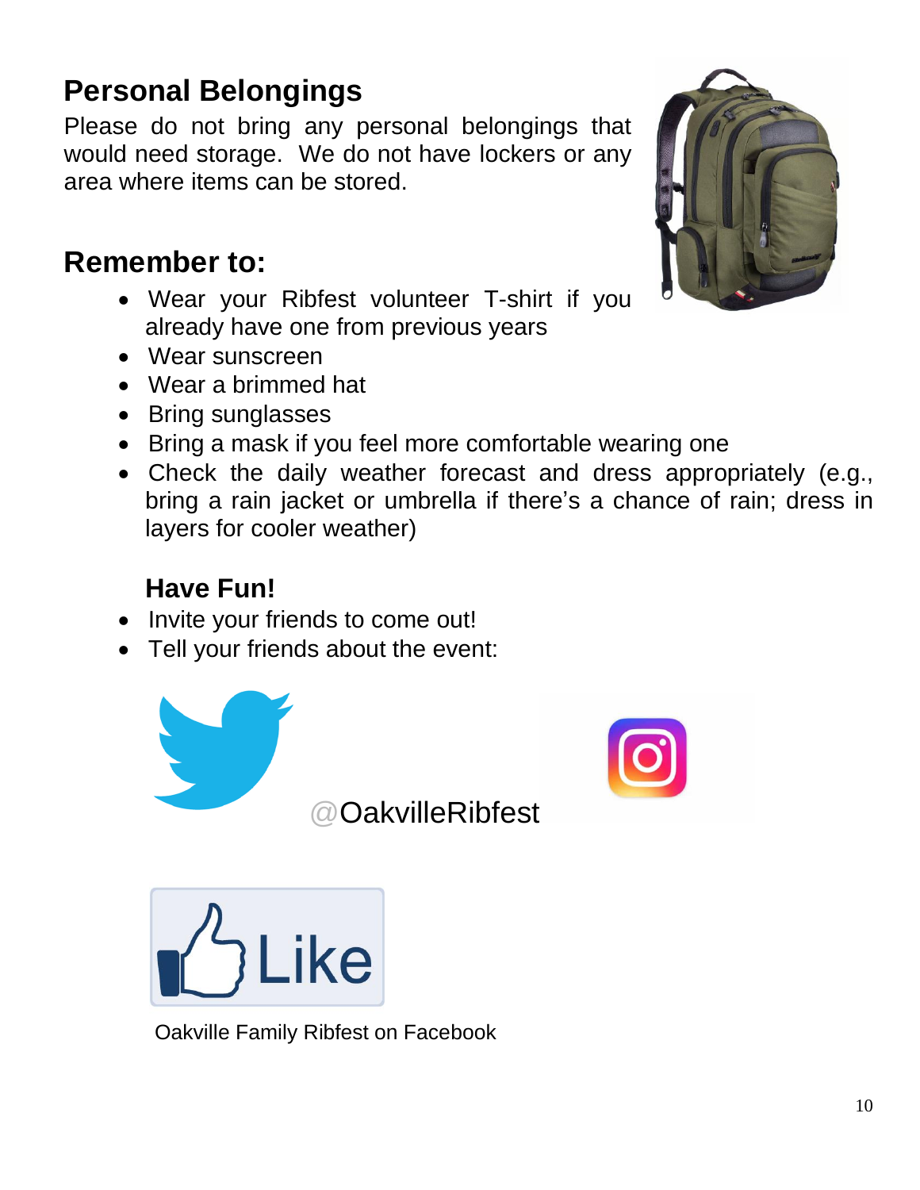## Personal Belongings

Please do not bring any personal belongings that would need storage. We do not have lockers or any area where items can be stored.

## Remember to:

- Wear your Ribfest volunteer T-shirt if you already have one from previous years
- Wear sunscreen
- Wear a brimmed hat
- Bring sunglasses
- Bring a mask if you feel more comfortable wearing one
- Check the daily weather forecast and dress appropriately (e.g., bring a rain jacket or umbrella if there's a chance of rain; dress in layers for cooler weather)

### Have Fun!

- Invite your friends to come out!
- Tell your friends about the event:

@OakvilleRibfest

Like

Oakville Family Ribfest on Facebook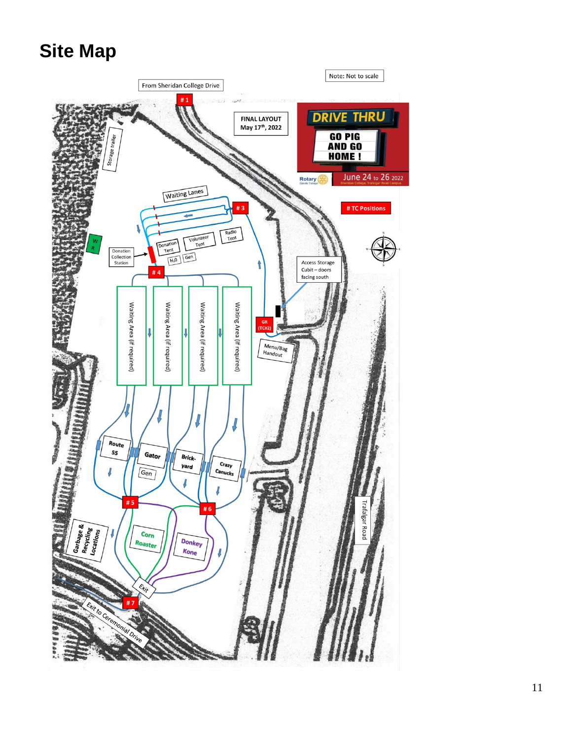# Site Map

Note: Not to scale

From Sheridan College Drive

# 1

FINAL LAYOUT
May 17th, 2022

DRIVE THRU
GO PIG AND GO HOME !
Rotary
June 24 to 26 2022
Sheridan College, Trafalgar Road Campus

Storage trailer

Waiting Lanes

# 3

# TC Positions

W R

Donation Tent

Volunteer Tent

Radio Tent

Donation Collection Station

$H_2O$

Gen

# 4

Access Storage Cubit – doors facing south

Waiting Area (if required)

Waiting Area (if required)

Waiting Area (if required)

Waiting Area (if required)

GR (TC#2)

Menu/Bag Handout

Route 55

Gator

Gen

Brick-yard

Crazy Canucks

# 5

# 6

Trafalgar Road

Garbage & Recycling Locations

Corn Roaster

Donkey Kone

Exit

# 7

Exit to Ceremonial Drive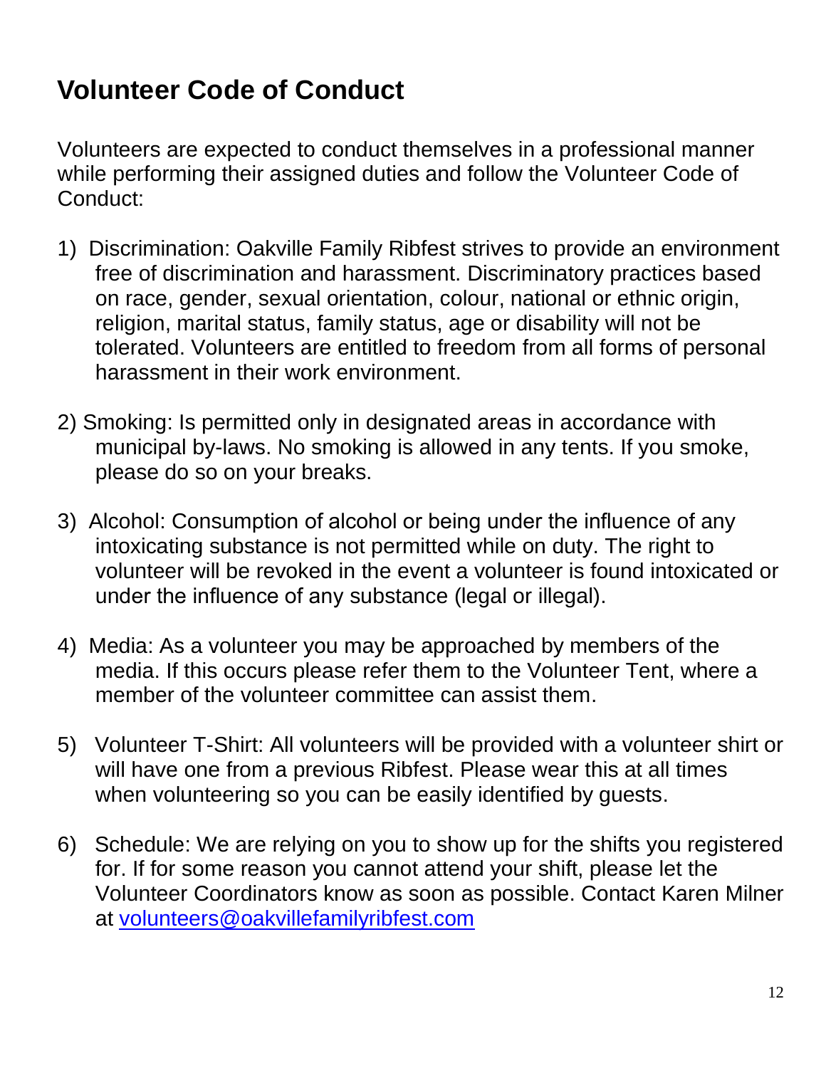# Volunteer Code of Conduct

Volunteers are expected to conduct themselves in a professional manner while performing their assigned duties and follow the Volunteer Code of Conduct:

1) Discrimination: Oakville Family Ribfest strives to provide an environment free of discrimination and harassment. Discriminatory practices based on race, gender, sexual orientation, colour, national or ethnic origin, religion, marital status, family status, age or disability will not be tolerated. Volunteers are entitled to freedom from all forms of personal harassment in their work environment.

2) Smoking: Is permitted only in designated areas in accordance with municipal by-laws. No smoking is allowed in any tents. If you smoke, please do so on your breaks.

3) Alcohol: Consumption of alcohol or being under the influence of any intoxicating substance is not permitted while on duty. The right to volunteer will be revoked in the event a volunteer is found intoxicated or under the influence of any substance (legal or illegal).

4) Media: As a volunteer you may be approached by members of the media. If this occurs please refer them to the Volunteer Tent, where a member of the volunteer committee can assist them.

5) Volunteer T-Shirt: All volunteers will be provided with a volunteer shirt or will have one from a previous Ribfest. Please wear this at all times when volunteering so you can be easily identified by guests.

6) Schedule: We are relying on you to show up for the shifts you registered for. If for some reason you cannot attend your shift, please let the Volunteer Coordinators know as soon as possible. Contact Karen Milner at volunteers@oakvillefamilyribfest.com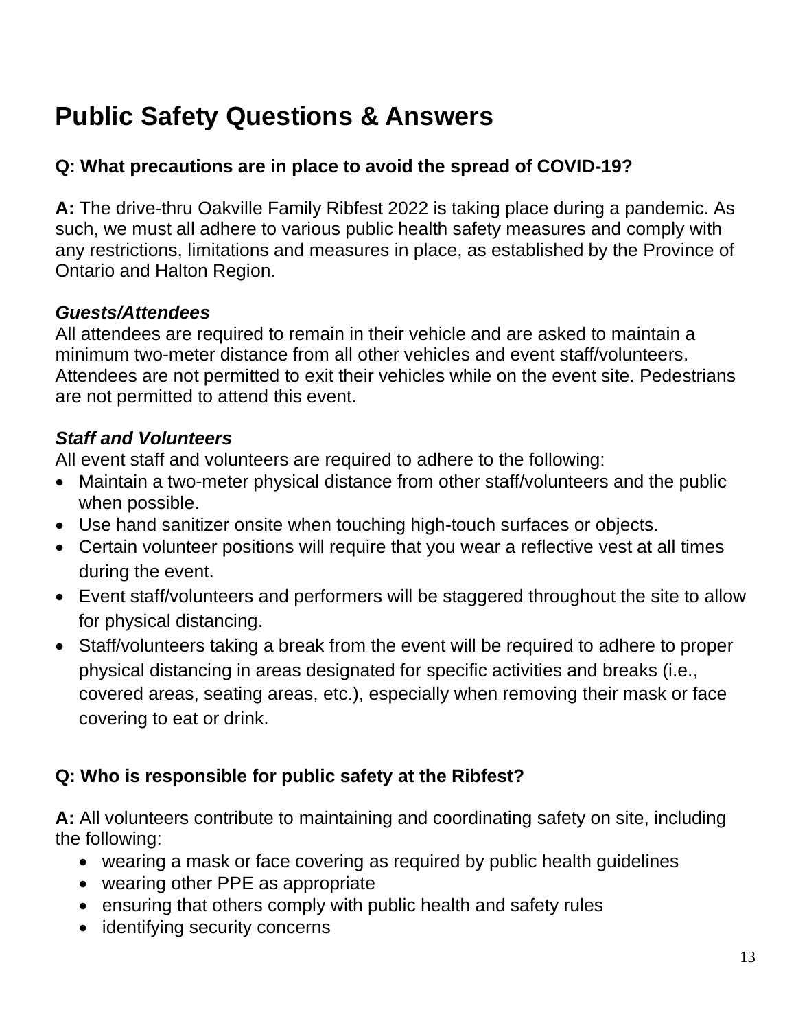# Public Safety Questions & Answers

**Q: What precautions are in place to avoid the spread of COVID-19?**

**A:** The drive-thru Oakville Family Ribfest 2022 is taking place during a pandemic. As such, we must all adhere to various public health safety measures and comply with any restrictions, limitations and measures in place, as established by the Province of Ontario and Halton Region.

***Guests/Attendees***

All attendees are required to remain in their vehicle and are asked to maintain a minimum two-meter distance from all other vehicles and event staff/volunteers. Attendees are not permitted to exit their vehicles while on the event site. Pedestrians are not permitted to attend this event.

***Staff and Volunteers***

All event staff and volunteers are required to adhere to the following:

- Maintain a two-meter physical distance from other staff/volunteers and the public when possible.
- Use hand sanitizer onsite when touching high-touch surfaces or objects.
- Certain volunteer positions will require that you wear a reflective vest at all times during the event.
- Event staff/volunteers and performers will be staggered throughout the site to allow for physical distancing.
- Staff/volunteers taking a break from the event will be required to adhere to proper physical distancing in areas designated for specific activities and breaks (i.e., covered areas, seating areas, etc.), especially when removing their mask or face covering to eat or drink.

**Q: Who is responsible for public safety at the Ribfest?**

**A:** All volunteers contribute to maintaining and coordinating safety on site, including the following:

- wearing a mask or face covering as required by public health guidelines
- wearing other PPE as appropriate
- ensuring that others comply with public health and safety rules
- identifying security concerns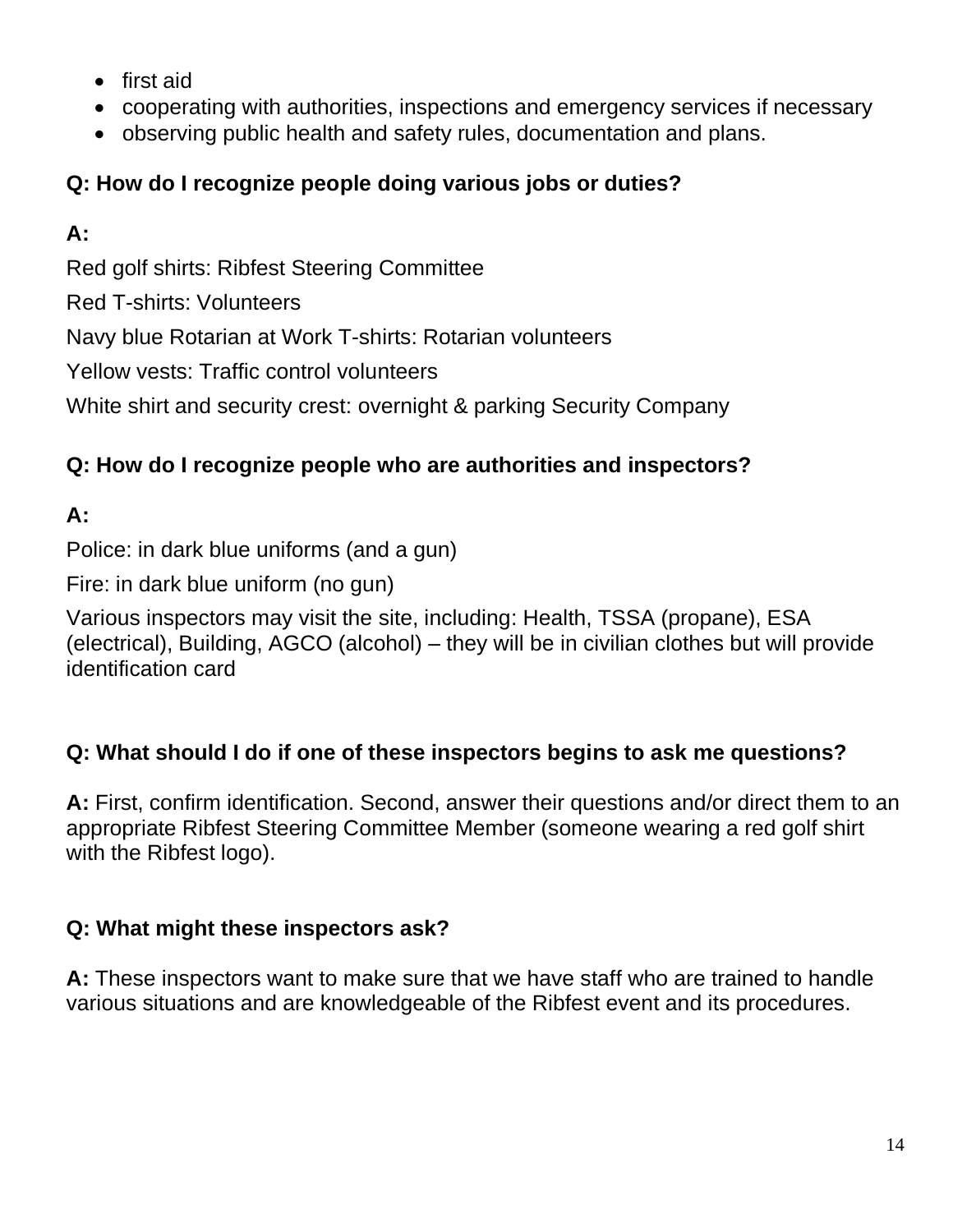- first aid
- cooperating with authorities, inspections and emergency services if necessary
- observing public health and safety rules, documentation and plans.

**Q: How do I recognize people doing various jobs or duties?**

**A:**

Red golf shirts: Ribfest Steering Committee

Red T-shirts: Volunteers

Navy blue Rotarian at Work T-shirts: Rotarian volunteers

Yellow vests: Traffic control volunteers

White shirt and security crest: overnight & parking Security Company

**Q: How do I recognize people who are authorities and inspectors?**

**A:**

Police: in dark blue uniforms (and a gun)

Fire: in dark blue uniform (no gun)

Various inspectors may visit the site, including: Health, TSSA (propane), ESA (electrical), Building, AGCO (alcohol) – they will be in civilian clothes but will provide identification card

**Q: What should I do if one of these inspectors begins to ask me questions?**

**A:** First, confirm identification. Second, answer their questions and/or direct them to an appropriate Ribfest Steering Committee Member (someone wearing a red golf shirt with the Ribfest logo).

**Q: What might these inspectors ask?**

**A:** These inspectors want to make sure that we have staff who are trained to handle various situations and are knowledgeable of the Ribfest event and its procedures.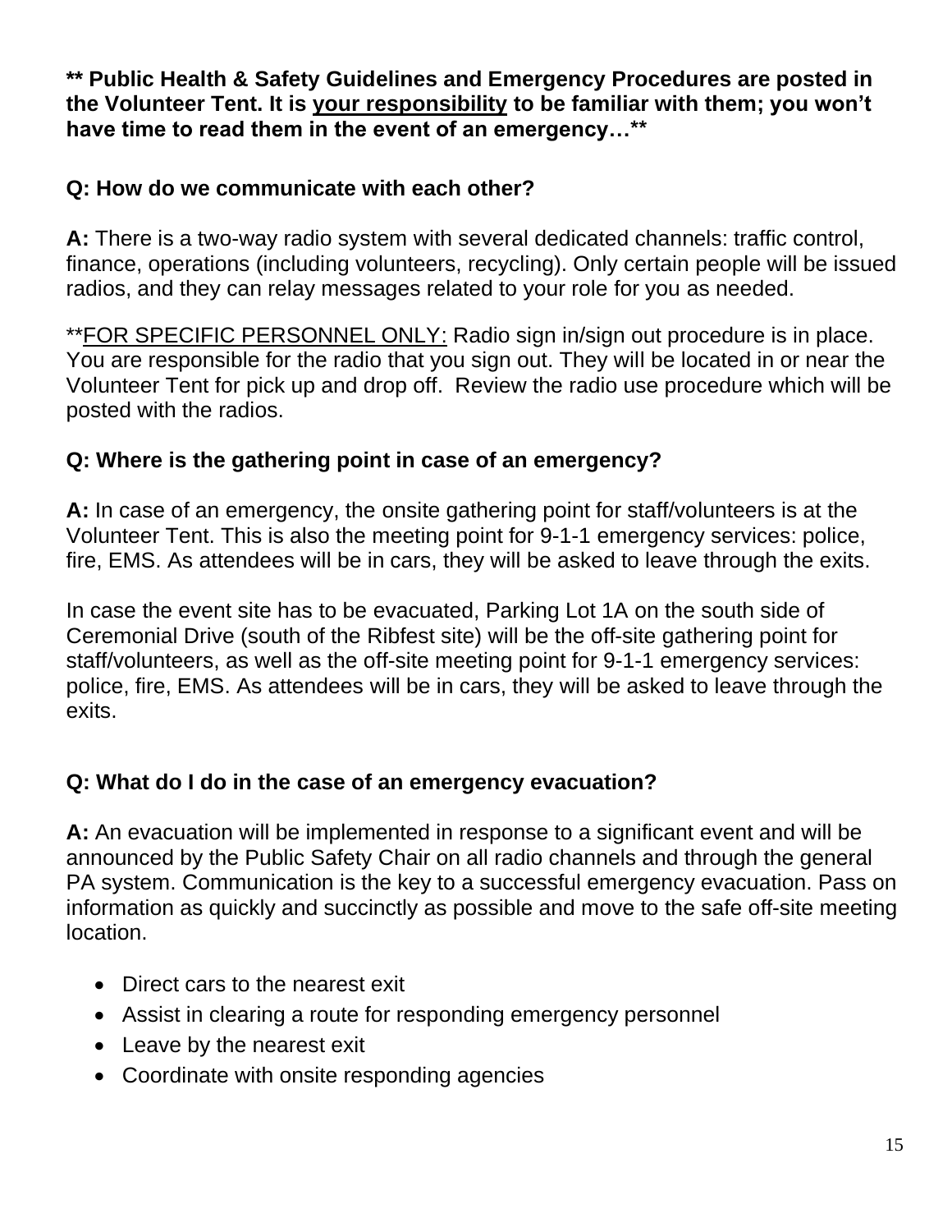**\*\* Public Health & Safety Guidelines and Emergency Procedures are posted in the Volunteer Tent. It is <u>your responsibility</u> to be familiar with them; you won't have time to read them in the event of an emergency…\*\***

**Q: How do we communicate with each other?**

**A:** There is a two-way radio system with several dedicated channels: traffic control, finance, operations (including volunteers, recycling). Only certain people will be issued radios, and they can relay messages related to your role for you as needed.

\*\*<u>FOR SPECIFIC PERSONNEL ONLY:</u> Radio sign in/sign out procedure is in place. You are responsible for the radio that you sign out. They will be located in or near the Volunteer Tent for pick up and drop off. Review the radio use procedure which will be posted with the radios.

**Q: Where is the gathering point in case of an emergency?**

**A:** In case of an emergency, the onsite gathering point for staff/volunteers is at the Volunteer Tent. This is also the meeting point for 9-1-1 emergency services: police, fire, EMS. As attendees will be in cars, they will be asked to leave through the exits.

In case the event site has to be evacuated, Parking Lot 1A on the south side of Ceremonial Drive (south of the Ribfest site) will be the off-site gathering point for staff/volunteers, as well as the off-site meeting point for 9-1-1 emergency services: police, fire, EMS. As attendees will be in cars, they will be asked to leave through the exits.

**Q: What do I do in the case of an emergency evacuation?**

**A:** An evacuation will be implemented in response to a significant event and will be announced by the Public Safety Chair on all radio channels and through the general PA system. Communication is the key to a successful emergency evacuation. Pass on information as quickly and succinctly as possible and move to the safe off-site meeting location.

- Direct cars to the nearest exit
- Assist in clearing a route for responding emergency personnel
- Leave by the nearest exit
- Coordinate with onsite responding agencies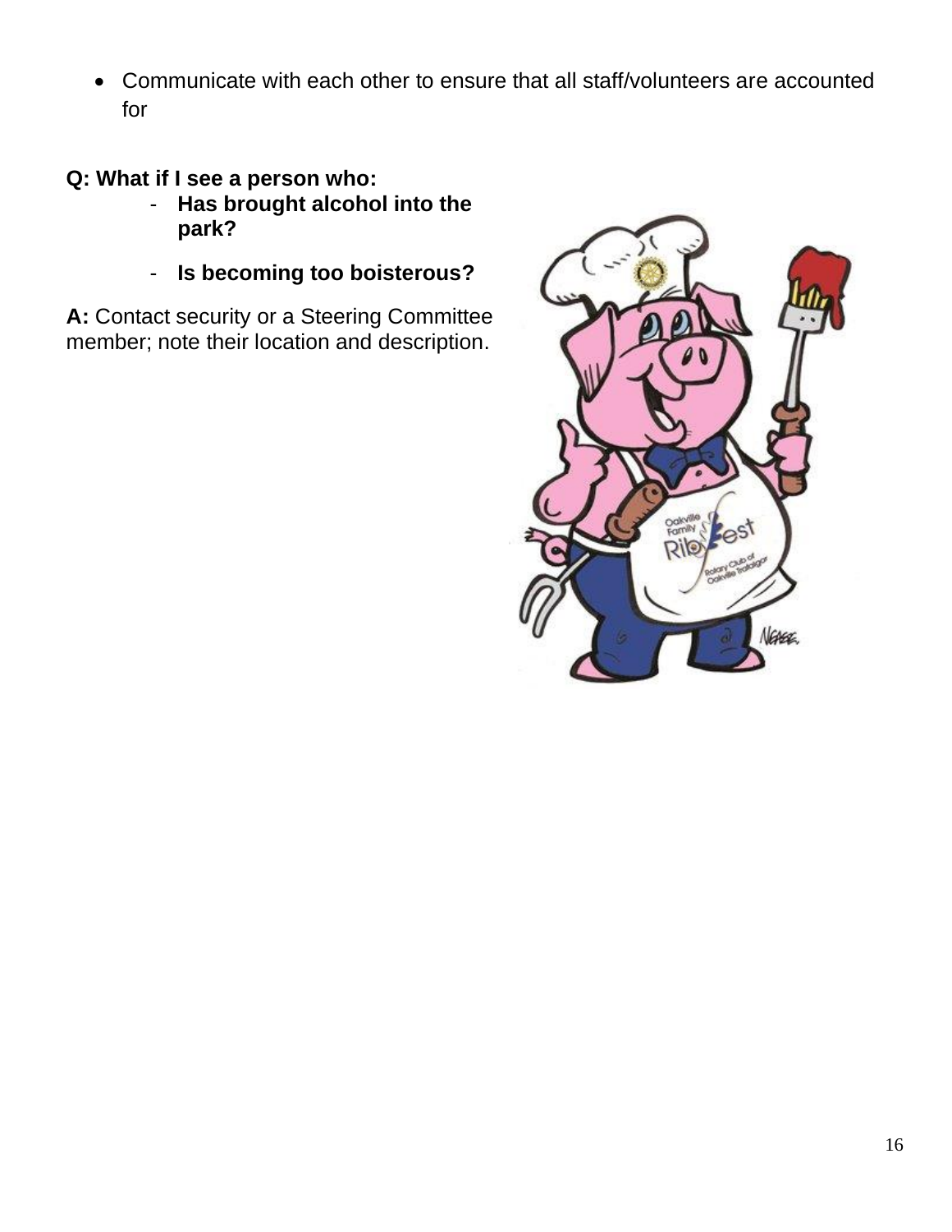- Communicate with each other to ensure that all staff/volunteers are accounted for

**Q: What if I see a person who:**

- **Has brought alcohol into the park?**
- **Is becoming too boisterous?**

**A:** Contact security or a Steering Committee member; note their location and description.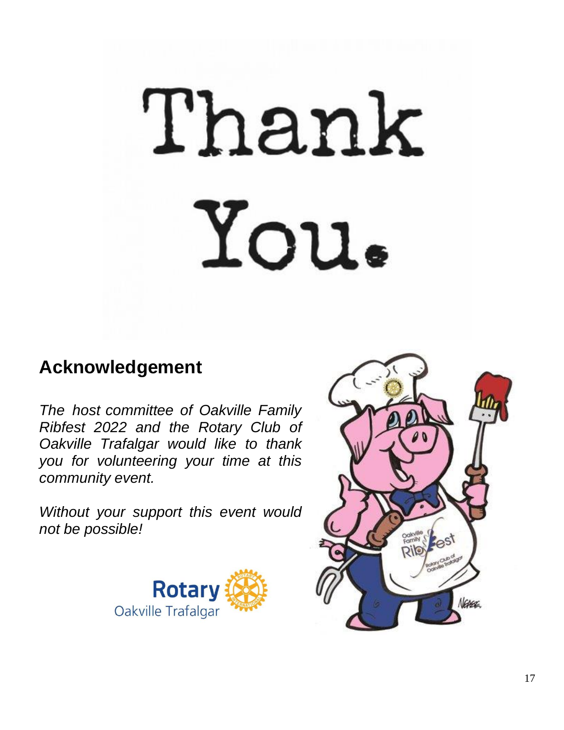# Thank You.

## Acknowledgement

*The host committee of Oakville Family Ribfest 2022 and the Rotary Club of Oakville Trafalgar would like to thank you for volunteering your time at this community event.*

*Without your support this event would not be possible!*

Rotary Oakville Trafalgar